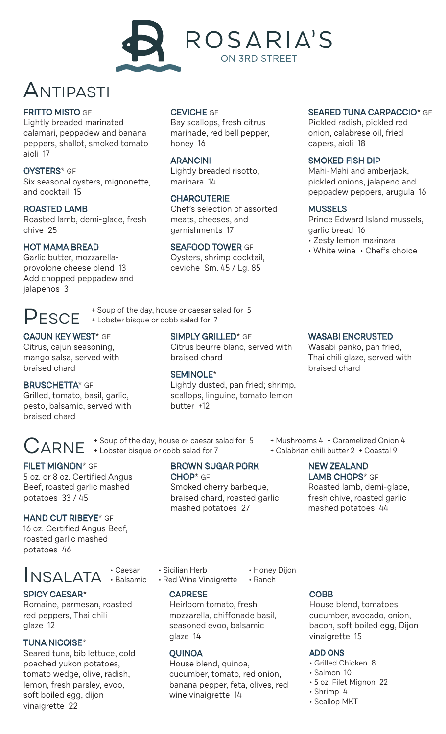# ROSARIA'S
ON 3RD STREET

## Antipasti

### FRITTO MISTO GF
Lightly breaded marinated calamari, peppadew and banana peppers, shallot, smoked tomato aioli 17

### OYSTERS* GF
Six seasonal oysters, mignonette, and cocktail 15

### ROASTED LAMB
Roasted lamb, demi-glace, fresh chive 25

### HOT MAMA BREAD
Garlic butter, mozzarella-provolone cheese blend 13
Add chopped peppadew and jalapenos 3

### CEVICHE GF
Bay scallops, fresh citrus marinade, red bell pepper, honey 16

### ARANCINI
Lightly breaded risotto, marinara 14

### CHARCUTERIE
Chef's selection of assorted meats, cheeses, and garnishments 17

### SEAFOOD TOWER GF
Oysters, shrimp cocktail, ceviche Sm. 45 / Lg. 85

### SEARED TUNA CARPACCIO* GF
Pickled radish, pickled red onion, calabrese oil, fried capers, aioli 18

### SMOKED FISH DIP
Mahi-Mahi and amberjack, pickled onions, jalapeno and peppadew peppers, arugula 16

### MUSSELS
Prince Edward Island mussels, garlic bread 16

- Zesty lemon marinara
- White wine
- Chef's choice

## Pesce

+ Soup of the day, house or caesar salad for 5
+ Lobster bisque or cobb salad for 7

### CAJUN KEY WEST* GF
Citrus, cajun seasoning, mango salsa, served with braised chard

### BRUSCHETTA* GF
Grilled, tomato, basil, garlic, pesto, balsamic, served with braised chard

### SIMPLY GRILLED* GF
Citrus beurre blanc, served with braised chard

### SEMINOLE*
Lightly dusted, pan fried; shrimp, scallops, linguine, tomato lemon butter +12

### WASABI ENCRUSTED
Wasabi panko, pan fried, Thai chili glaze, served with braised chard

## Carne

+ Soup of the day, house or caesar salad for 5
+ Lobster bisque or cobb salad for 7

+ Mushrooms 4 + Caramelized Onion 4
+ Calabrian chili butter 2 + Coastal 9

### FILET MIGNON* GF
5 oz. or 8 oz. Certified Angus Beef, roasted garlic mashed potatoes 33 / 45

### HAND CUT RIBEYE* GF
16 oz. Certified Angus Beef, roasted garlic mashed potatoes 46

### BROWN SUGAR PORK CHOP* GF
Smoked cherry barbeque, braised chard, roasted garlic mashed potatoes 27

### NEW ZEALAND LAMB CHOPS* GF
Roasted lamb, demi-glace, fresh chive, roasted garlic mashed potatoes 44

## Insalata

- Caesar
- Balsamic
- Sicilian Herb
- Red Wine Vinaigrette
- Honey Dijon
- Ranch

### SPICY CAESAR*
Romaine, parmesan, roasted red peppers, Thai chili glaze 12

### TUNA NICOISE*
Seared tuna, bib lettuce, cold poached yukon potatoes, tomato wedge, olive, radish, lemon, fresh parsley, evoo, soft boiled egg, dijon vinaigrette 22

### CAPRESE
Heirloom tomato, fresh mozzarella, chiffonade basil, seasoned evoo, balsamic glaze 14

### QUINOA
House blend, quinoa, cucumber, tomato, red onion, banana pepper, feta, olives, red wine vinaigrette 14

### COBB
House blend, tomatoes, cucumber, avocado, onion, bacon, soft boiled egg, Dijon vinaigrette 15

### ADD ONS
- Grilled Chicken 8
- Salmon 10
- 5 oz. Filet Mignon 22
- Shrimp 4
- Scallop MKT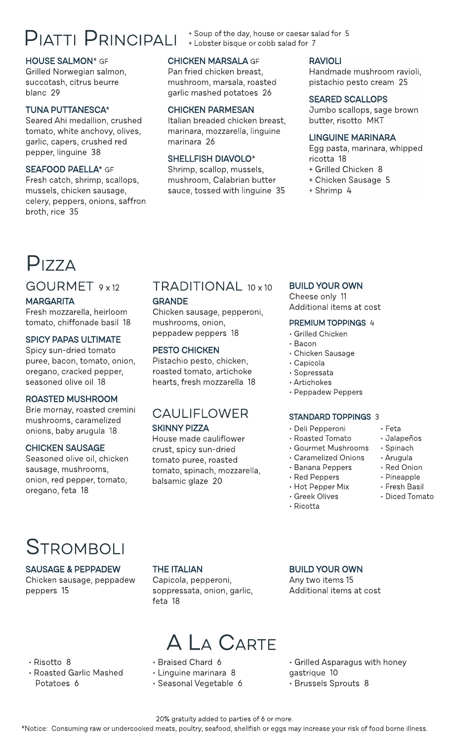# Piatti Principali

+ Soup of the day, house or caesar salad for 5
+ Lobster bisque or cobb salad for 7

### HOUSE SALMON* GF
Grilled Norwegian salmon, succotash, citrus beurre blanc 29

### TUNA PUTTANESCA*
Seared Ahi medallion, crushed tomato, white anchovy, olives, garlic, capers, crushed red pepper, linguine 38

### SEAFOOD PAELLA* GF
Fresh catch, shrimp, scallops, mussels, chicken sausage, celery, peppers, onions, saffron broth, rice 35

### CHICKEN MARSALA GF
Pan fried chicken breast, mushroom, marsala, roasted garlic mashed potatoes 26

### CHICKEN PARMESAN
Italian breaded chicken breast, marinara, mozzarella, linguine marinara 26

### SHELLFISH DIAVOLO*
Shrimp, scallop, mussels, mushroom, Calabrian butter sauce, tossed with linguine 35

### RAVIOLI
Handmade mushroom ravioli, pistachio pesto cream 25

### SEARED SCALLOPS
Jumbo scallops, sage brown butter, risotto MKT

### LINGUINE MARINARA
Egg pasta, marinara, whipped ricotta 18
+ Grilled Chicken 8
+ Chicken Sausage 5
+ Shrimp 4

# Pizza

## GOURMET 9 x 12

### MARGARITA
Fresh mozzarella, heirloom tomato, chiffonade basil 18

### SPICY PAPAS ULTIMATE
Spicy sun-dried tomato puree, bacon, tomato, onion, oregano, cracked pepper, seasoned olive oil 18

### ROASTED MUSHROOM
Brie mornay, roasted cremini mushrooms, caramelized onions, baby arugula 18

### CHICKEN SAUSAGE
Seasoned olive oil, chicken sausage, mushrooms, onion, red pepper, tomato, oregano, feta 18

## TRADITIONAL 10 x 10

### GRANDE
Chicken sausage, pepperoni, mushrooms, onion, peppadew peppers 18

### PESTO CHICKEN
Pistachio pesto, chicken, roasted tomato, artichoke hearts, fresh mozzarella 18

## CAULIFLOWER

### SKINNY PIZZA
House made cauliflower crust, spicy sun-dried tomato puree, roasted tomato, spinach, mozzarella, balsamic glaze 20

## BUILD YOUR OWN
Cheese only 11
Additional items at cost

### PREMIUM TOPPINGS 4
- Grilled Chicken
- Bacon
- Chicken Sausage
- Capicola
- Sopressata
- Artichokes
- Peppadew Peppers

### STANDARD TOPPINGS 3
- Deli Pepperoni
- Roasted Tomato
- Gourmet Mushrooms
- Caramelized Onions
- Banana Peppers
- Red Peppers
- Hot Pepper Mix
- Greek Olives
- Ricotta
- Feta
- Jalapeños
- Spinach
- Arugula
- Red Onion
- Pineapple
- Fresh Basil
- Diced Tomato

# Stromboli

### SAUSAGE & PEPPADEW
Chicken sausage, peppadew peppers 15

### THE ITALIAN
Capicola, pepperoni, soppressata, onion, garlic, feta 18

### BUILD YOUR OWN
Any two items 15
Additional items at cost

# A La Carte

- Risotto 8
- Roasted Garlic Mashed Potatoes 6
- Braised Chard 6
- Linguine marinara 8
- Seasonal Vegetable 6
- Grilled Asparagus with honey gastrique 10
- Brussels Sprouts 8

20% gratuity added to parties of 6 or more.

*Notice: Consuming raw or undercooked meats, poultry, seafood, shellfish or eggs may increase your risk of food borne illness.